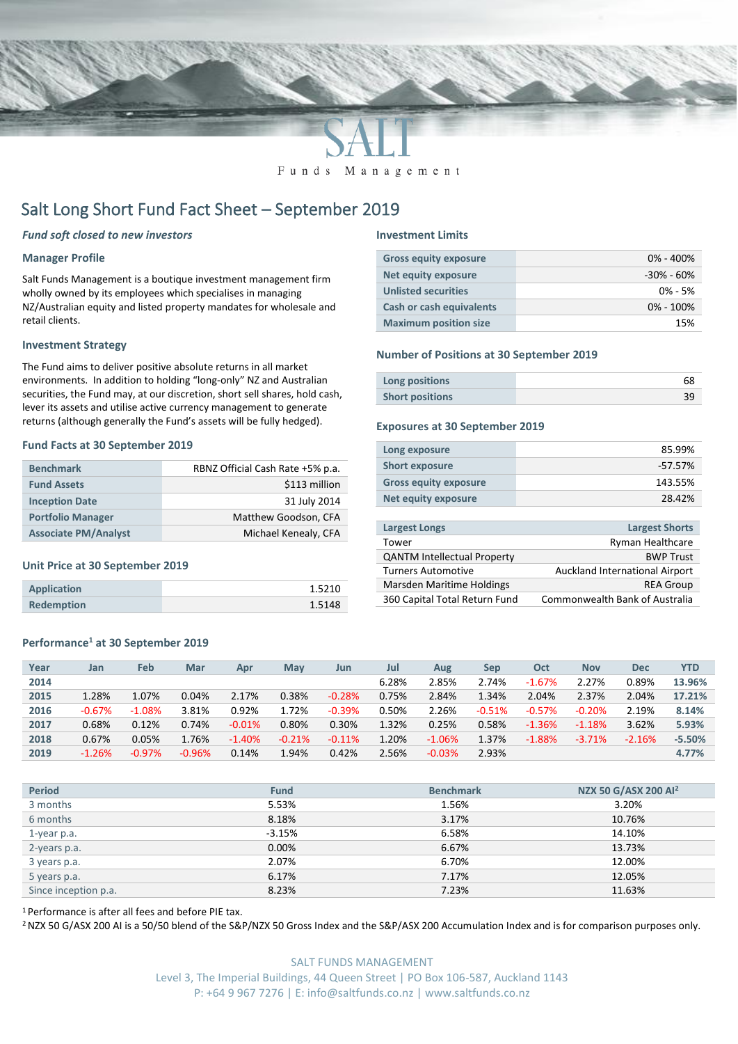SALT

Funds Management

# Salt Long Short Fund Fact Sheet – September 2019

***Fund soft closed to new investors***

### Manager Profile

Salt Funds Management is a boutique investment management firm wholly owned by its employees which specialises in managing NZ/Australian equity and listed property mandates for wholesale and retail clients.

### Investment Strategy

The Fund aims to deliver positive absolute returns in all market environments. In addition to holding "long-only" NZ and Australian securities, the Fund may, at our discretion, short sell shares, hold cash, lever its assets and utilise active currency management to generate returns (although generally the Fund's assets will be fully hedged).

### Fund Facts at 30 September 2019

| | |
|---|---|
| **Benchmark** | RBNZ Official Cash Rate +5% p.a. |
| **Fund Assets** | $113 million |
| **Inception Date** | 31 July 2014 |
| **Portfolio Manager** | Matthew Goodson, CFA |
| **Associate PM/Analyst** | Michael Kenealy, CFA |

### Unit Price at 30 September 2019

| | |
|---|---|
| **Application** | 1.5210 |
| **Redemption** | 1.5148 |

### Investment Limits

| | |
|---|---|
| **Gross equity exposure** | 0% - 400% |
| **Net equity exposure** | -30% - 60% |
| **Unlisted securities** | 0% - 5% |
| **Cash or cash equivalents** | 0% - 100% |
| **Maximum position size** | 15% |

### Number of Positions at 30 September 2019

| | |
|---|---|
| **Long positions** | 68 |
| **Short positions** | 39 |

### Exposures at 30 September 2019

| | |
|---|---|
| **Long exposure** | 85.99% |
| **Short exposure** | -57.57% |
| **Gross equity exposure** | 143.55% |
| **Net equity exposure** | 28.42% |

| Largest Longs | Largest Shorts |
|---|---|
| Tower | Ryman Healthcare |
| QANTM Intellectual Property | BWP Trust |
| Turners Automotive | Auckland International Airport |
| Marsden Maritime Holdings | REA Group |
| 360 Capital Total Return Fund | Commonwealth Bank of Australia |

### Performance[1] at 30 September 2019

| Year | Jan | Feb | Mar | Apr | May | Jun | Jul | Aug | Sep | Oct | Nov | Dec | YTD |
|---|---|---|---|---|---|---|---|---|---|---|---|---|---|
| **2014** | | | | | | | 6.28% | 2.85% | 2.74% | -1.67% | 2.27% | 0.89% | **13.96%** |
| **2015** | 1.28% | 1.07% | 0.04% | 2.17% | 0.38% | -0.28% | 0.75% | 2.84% | 1.34% | 2.04% | 2.37% | 2.04% | **17.21%** |
| **2016** | -0.67% | -1.08% | 3.81% | 0.92% | 1.72% | -0.39% | 0.50% | 2.26% | -0.51% | -0.57% | -0.20% | 2.19% | **8.14%** |
| **2017** | 0.68% | 0.12% | 0.74% | -0.01% | 0.80% | 0.30% | 1.32% | 0.25% | 0.58% | -1.36% | -1.18% | 3.62% | **5.93%** |
| **2018** | 0.67% | 0.05% | 1.76% | -1.40% | -0.21% | -0.11% | 1.20% | -1.06% | 1.37% | -1.88% | -3.71% | -2.16% | **-5.50%** |
| **2019** | -1.26% | -0.97% | -0.96% | 0.14% | 1.94% | 0.42% | 2.56% | -0.03% | 2.93% | | | | **4.77%** |

| Period | Fund | Benchmark | NZX 50 G/ASX 200 AI[2] |
|---|---|---|---|
| 3 months | 5.53% | 1.56% | 3.20% |
| 6 months | 8.18% | 3.17% | 10.76% |
| 1-year p.a. | -3.15% | 6.58% | 14.10% |
| 2-years p.a. | 0.00% | 6.67% | 13.73% |
| 3 years p.a. | 2.07% | 6.70% | 12.00% |
| 5 years p.a. | 6.17% | 7.17% | 12.05% |
| Since inception p.a. | 8.23% | 7.23% | 11.63% |

[1] Performance is after all fees and before PIE tax.

[2] NZX 50 G/ASX 200 AI is a 50/50 blend of the S&P/NZX 50 Gross Index and the S&P/ASX 200 Accumulation Index and is for comparison purposes only.

SALT FUNDS MANAGEMENT
Level 3, The Imperial Buildings, 44 Queen Street | PO Box 106-587, Auckland 1143
P: +64 9 967 7276 | E: info@saltfunds.co.nz | www.saltfunds.co.nz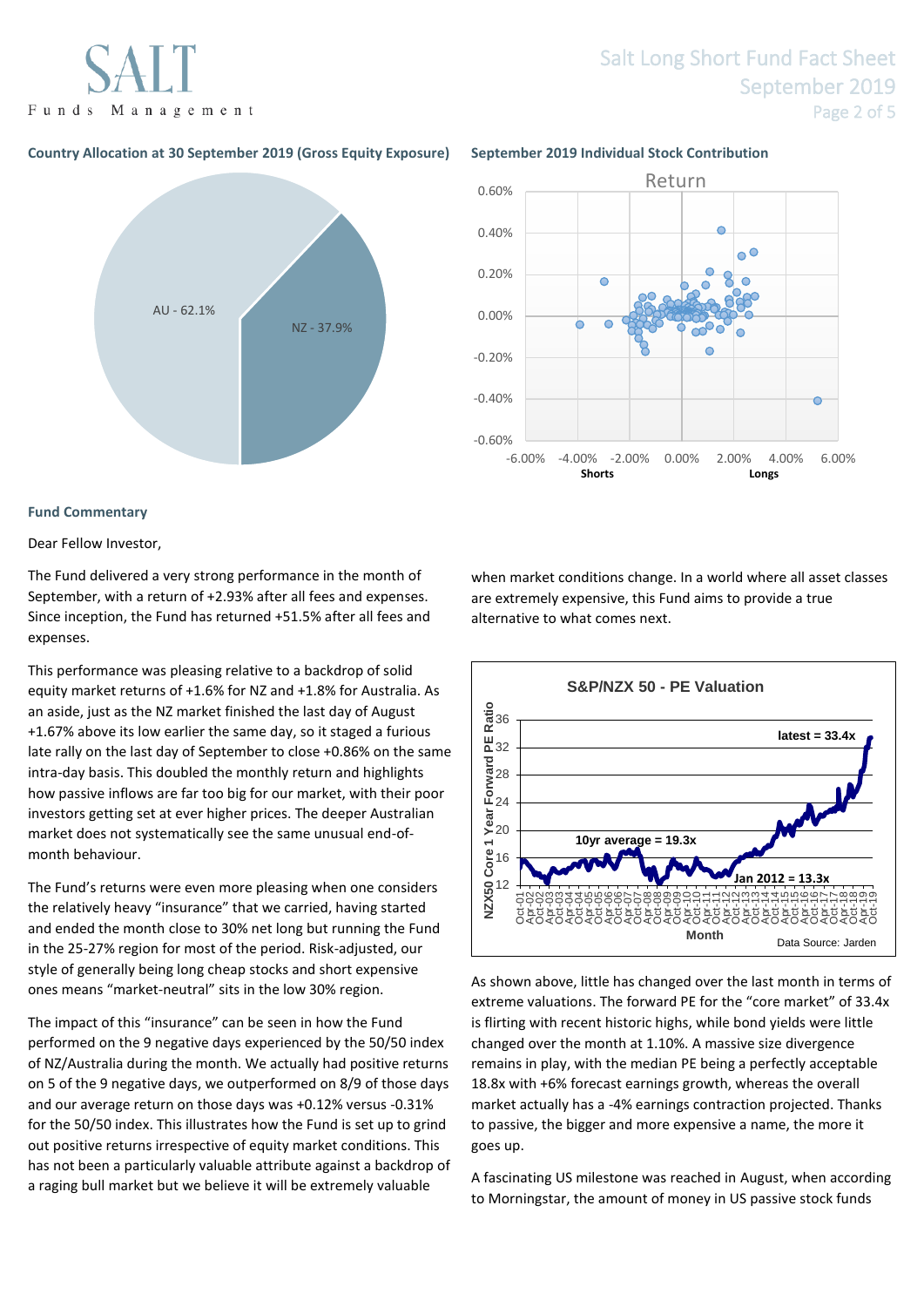## Country Allocation at 30 September 2019 (Gross Equity Exposure)

AU - 62.1%

NZ - 37.9%

## September 2019 Individual Stock Contribution

## Fund Commentary

Dear Fellow Investor,

The Fund delivered a very strong performance in the month of September, with a return of +2.93% after all fees and expenses. Since inception, the Fund has returned +51.5% after all fees and expenses.

This performance was pleasing relative to a backdrop of solid equity market returns of +1.6% for NZ and +1.8% for Australia. As an aside, just as the NZ market finished the last day of August +1.67% above its low earlier the same day, so it staged a furious late rally on the last day of September to close +0.86% on the same intra-day basis. This doubled the monthly return and highlights how passive inflows are far too big for our market, with their poor investors getting set at ever higher prices. The deeper Australian market does not systematically see the same unusual end-of-month behaviour.

The Fund's returns were even more pleasing when one considers the relatively heavy "insurance" that we carried, having started and ended the month close to 30% net long but running the Fund in the 25-27% region for most of the period. Risk-adjusted, our style of generally being long cheap stocks and short expensive ones means "market-neutral" sits in the low 30% region.

The impact of this "insurance" can be seen in how the Fund performed on the 9 negative days experienced by the 50/50 index of NZ/Australia during the month. We actually had positive returns on 5 of the 9 negative days, we outperformed on 8/9 of those days and our average return on those days was +0.12% versus -0.31% for the 50/50 index. This illustrates how the Fund is set up to grind out positive returns irrespective of equity market conditions. This has not been a particularly valuable attribute against a backdrop of a raging bull market but we believe it will be extremely valuable when market conditions change. In a world where all asset classes are extremely expensive, this Fund aims to provide a true alternative to what comes next.

**S&P/NZX 50 - PE Valuation**

Data Source: Jarden

As shown above, little has changed over the last month in terms of extreme valuations. The forward PE for the "core market" of 33.4x is flirting with recent historic highs, while bond yields were little changed over the month at 1.10%. A massive size divergence remains in play, with the median PE being a perfectly acceptable 18.8x with +6% forecast earnings growth, whereas the overall market actually has a -4% earnings contraction projected. Thanks to passive, the bigger and more expensive a name, the more it goes up.

A fascinating US milestone was reached in August, when according to Morningstar, the amount of money in US passive stock funds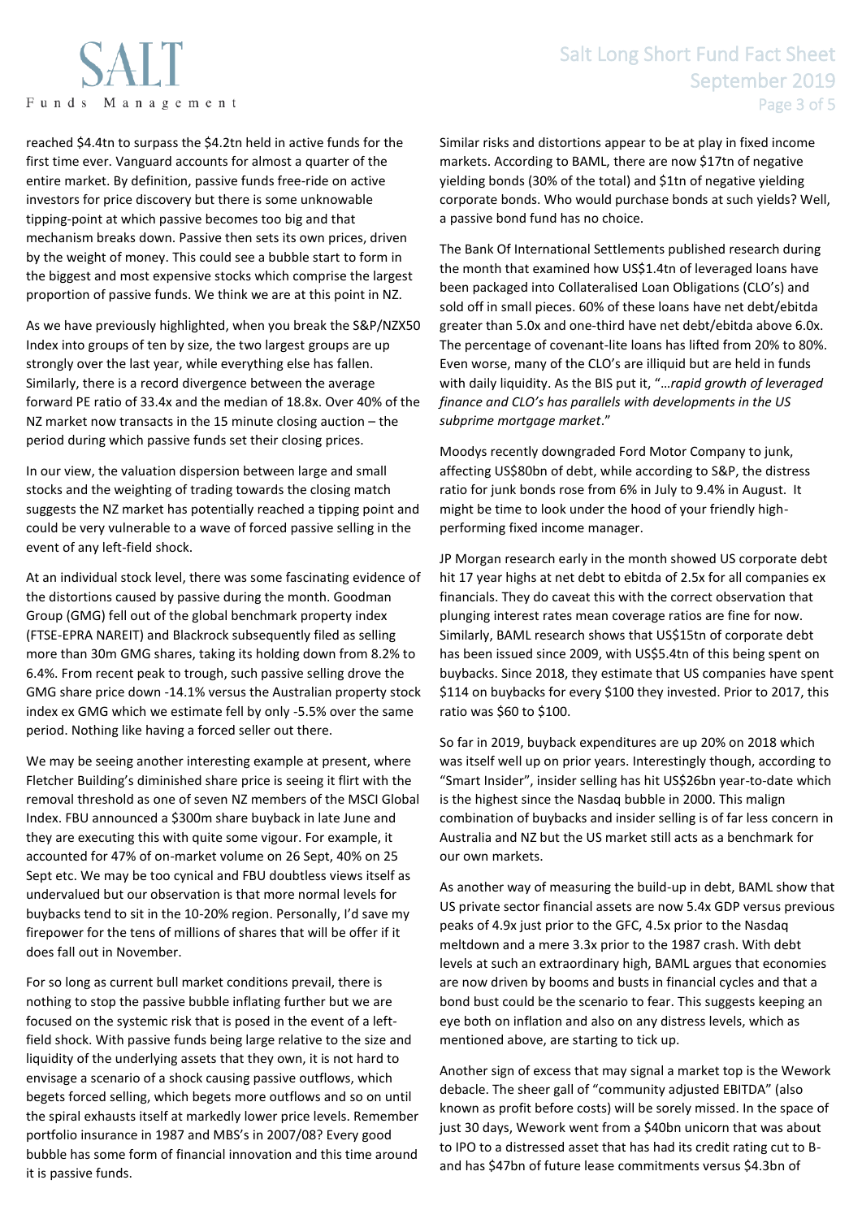reached $4.4tn to surpass the $4.2tn held in active funds for the first time ever. Vanguard accounts for almost a quarter of the entire market. By definition, passive funds free-ride on active investors for price discovery but there is some unknowable tipping-point at which passive becomes too big and that mechanism breaks down. Passive then sets its own prices, driven by the weight of money. This could see a bubble start to form in the biggest and most expensive stocks which comprise the largest proportion of passive funds. We think we are at this point in NZ.

As we have previously highlighted, when you break the S&P/NZX50 Index into groups of ten by size, the two largest groups are up strongly over the last year, while everything else has fallen. Similarly, there is a record divergence between the average forward PE ratio of 33.4x and the median of 18.8x. Over 40% of the NZ market now transacts in the 15 minute closing auction – the period during which passive funds set their closing prices.

In our view, the valuation dispersion between large and small stocks and the weighting of trading towards the closing match suggests the NZ market has potentially reached a tipping point and could be very vulnerable to a wave of forced passive selling in the event of any left-field shock.

At an individual stock level, there was some fascinating evidence of the distortions caused by passive during the month. Goodman Group (GMG) fell out of the global benchmark property index (FTSE-EPRA NAREIT) and Blackrock subsequently filed as selling more than 30m GMG shares, taking its holding down from 8.2% to 6.4%. From recent peak to trough, such passive selling drove the GMG share price down -14.1% versus the Australian property stock index ex GMG which we estimate fell by only -5.5% over the same period. Nothing like having a forced seller out there.

We may be seeing another interesting example at present, where Fletcher Building's diminished share price is seeing it flirt with the removal threshold as one of seven NZ members of the MSCI Global Index. FBU announced a $300m share buyback in late June and they are executing this with quite some vigour. For example, it accounted for 47% of on-market volume on 26 Sept, 40% on 25 Sept etc. We may be too cynical and FBU doubtless views itself as undervalued but our observation is that more normal levels for buybacks tend to sit in the 10-20% region. Personally, I'd save my firepower for the tens of millions of shares that will be offer if it does fall out in November.

For so long as current bull market conditions prevail, there is nothing to stop the passive bubble inflating further but we are focused on the systemic risk that is posed in the event of a left-field shock. With passive funds being large relative to the size and liquidity of the underlying assets that they own, it is not hard to envisage a scenario of a shock causing passive outflows, which begets forced selling, which begets more outflows and so on until the spiral exhausts itself at markedly lower price levels. Remember portfolio insurance in 1987 and MBS's in 2007/08? Every good bubble has some form of financial innovation and this time around it is passive funds.

Similar risks and distortions appear to be at play in fixed income markets. According to BAML, there are now $17tn of negative yielding bonds (30% of the total) and $1tn of negative yielding corporate bonds. Who would purchase bonds at such yields? Well, a passive bond fund has no choice.

The Bank Of International Settlements published research during the month that examined how US$1.4tn of leveraged loans have been packaged into Collateralised Loan Obligations (CLO's) and sold off in small pieces. 60% of these loans have net debt/ebitda greater than 5.0x and one-third have net debt/ebitda above 6.0x. The percentage of covenant-lite loans has lifted from 20% to 80%. Even worse, many of the CLO's are illiquid but are held in funds with daily liquidity. As the BIS put it, "*…rapid growth of leveraged finance and CLO's has parallels with developments in the US subprime mortgage market*."

Moodys recently downgraded Ford Motor Company to junk, affecting US$80bn of debt, while according to S&P, the distress ratio for junk bonds rose from 6% in July to 9.4% in August. It might be time to look under the hood of your friendly high-performing fixed income manager.

JP Morgan research early in the month showed US corporate debt hit 17 year highs at net debt to ebitda of 2.5x for all companies ex financials. They do caveat this with the correct observation that plunging interest rates mean coverage ratios are fine for now. Similarly, BAML research shows that US$15tn of corporate debt has been issued since 2009, with US$5.4tn of this being spent on buybacks. Since 2018, they estimate that US companies have spent $114 on buybacks for every $100 they invested. Prior to 2017, this ratio was $60 to $100.

So far in 2019, buyback expenditures are up 20% on 2018 which was itself well up on prior years. Interestingly though, according to "Smart Insider", insider selling has hit US$26bn year-to-date which is the highest since the Nasdaq bubble in 2000. This malign combination of buybacks and insider selling is of far less concern in Australia and NZ but the US market still acts as a benchmark for our own markets.

As another way of measuring the build-up in debt, BAML show that US private sector financial assets are now 5.4x GDP versus previous peaks of 4.9x just prior to the GFC, 4.5x prior to the Nasdaq meltdown and a mere 3.3x prior to the 1987 crash. With debt levels at such an extraordinary high, BAML argues that economies are now driven by booms and busts in financial cycles and that a bond bust could be the scenario to fear. This suggests keeping an eye both on inflation and also on any distress levels, which as mentioned above, are starting to tick up.

Another sign of excess that may signal a market top is the Wework debacle. The sheer gall of "community adjusted EBITDA" (also known as profit before costs) will be sorely missed. In the space of just 30 days, Wework went from a $40bn unicorn that was about to IPO to a distressed asset that has had its credit rating cut to B- and has $47bn of future lease commitments versus $4.3bn of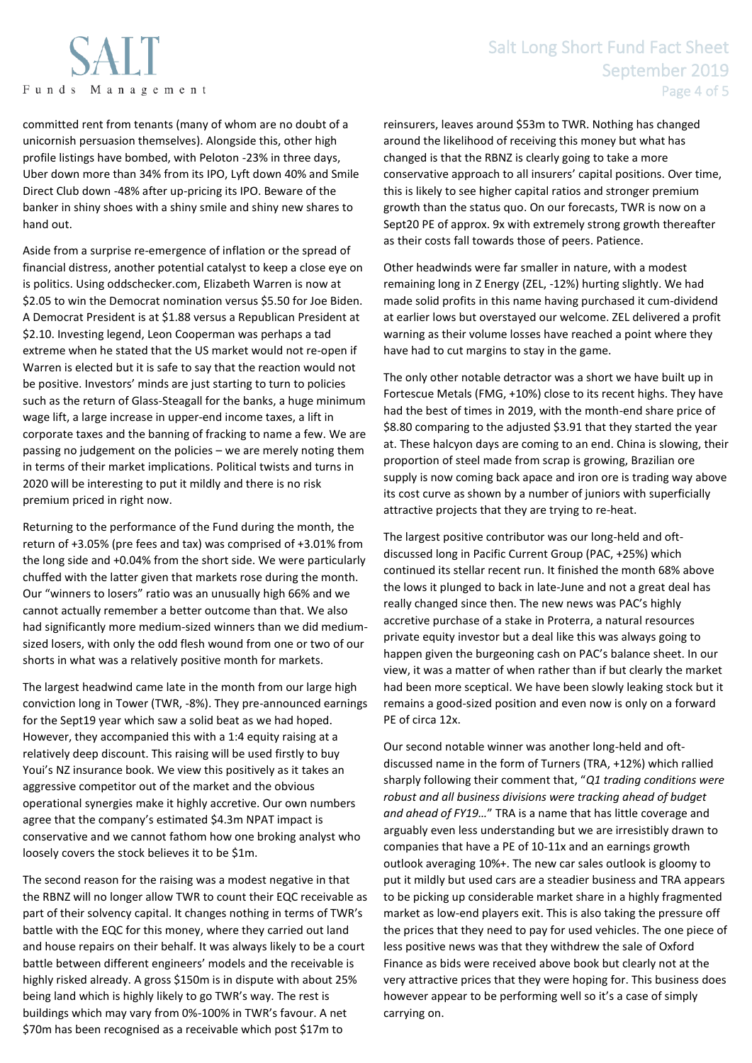committed rent from tenants (many of whom are no doubt of a unicornish persuasion themselves). Alongside this, other high profile listings have bombed, with Peloton -23% in three days, Uber down more than 34% from its IPO, Lyft down 40% and Smile Direct Club down -48% after up-pricing its IPO. Beware of the banker in shiny shoes with a shiny smile and shiny new shares to hand out.

Aside from a surprise re-emergence of inflation or the spread of financial distress, another potential catalyst to keep a close eye on is politics. Using oddschecker.com, Elizabeth Warren is now at $2.05 to win the Democrat nomination versus $5.50 for Joe Biden. A Democrat President is at $1.88 versus a Republican President at $2.10. Investing legend, Leon Cooperman was perhaps a tad extreme when he stated that the US market would not re-open if Warren is elected but it is safe to say that the reaction would not be positive. Investors' minds are just starting to turn to policies such as the return of Glass-Steagall for the banks, a huge minimum wage lift, a large increase in upper-end income taxes, a lift in corporate taxes and the banning of fracking to name a few. We are passing no judgement on the policies – we are merely noting them in terms of their market implications. Political twists and turns in 2020 will be interesting to put it mildly and there is no risk premium priced in right now.

Returning to the performance of the Fund during the month, the return of +3.05% (pre fees and tax) was comprised of +3.01% from the long side and +0.04% from the short side. We were particularly chuffed with the latter given that markets rose during the month. Our "winners to losers" ratio was an unusually high 66% and we cannot actually remember a better outcome than that. We also had significantly more medium-sized winners than we did medium-sized losers, with only the odd flesh wound from one or two of our shorts in what was a relatively positive month for markets.

The largest headwind came late in the month from our large high conviction long in Tower (TWR, -8%). They pre-announced earnings for the Sept19 year which saw a solid beat as we had hoped. However, they accompanied this with a 1:4 equity raising at a relatively deep discount. This raising will be used firstly to buy Youi's NZ insurance book. We view this positively as it takes an aggressive competitor out of the market and the obvious operational synergies make it highly accretive. Our own numbers agree that the company's estimated $4.3m NPAT impact is conservative and we cannot fathom how one broking analyst who loosely covers the stock believes it to be $1m.

The second reason for the raising was a modest negative in that the RBNZ will no longer allow TWR to count their EQC receivable as part of their solvency capital. It changes nothing in terms of TWR's battle with the EQC for this money, where they carried out land and house repairs on their behalf. It was always likely to be a court battle between different engineers' models and the receivable is highly risked already. A gross $150m is in dispute with about 25% being land which is highly likely to go TWR's way. The rest is buildings which may vary from 0%-100% in TWR's favour. A net $70m has been recognised as a receivable which post $17m to reinsurers, leaves around $53m to TWR. Nothing has changed around the likelihood of receiving this money but what has changed is that the RBNZ is clearly going to take a more conservative approach to all insurers' capital positions. Over time, this is likely to see higher capital ratios and stronger premium growth than the status quo. On our forecasts, TWR is now on a Sept20 PE of approx. 9x with extremely strong growth thereafter as their costs fall towards those of peers. Patience.

Other headwinds were far smaller in nature, with a modest remaining long in Z Energy (ZEL, -12%) hurting slightly. We had made solid profits in this name having purchased it cum-dividend at earlier lows but overstayed our welcome. ZEL delivered a profit warning as their volume losses have reached a point where they have had to cut margins to stay in the game.

The only other notable detractor was a short we have built up in Fortescue Metals (FMG, +10%) close to its recent highs. They have had the best of times in 2019, with the month-end share price of $8.80 comparing to the adjusted $3.91 that they started the year at. These halcyon days are coming to an end. China is slowing, their proportion of steel made from scrap is growing, Brazilian ore supply is now coming back apace and iron ore is trading way above its cost curve as shown by a number of juniors with superficially attractive projects that they are trying to re-heat.

The largest positive contributor was our long-held and oft-discussed long in Pacific Current Group (PAC, +25%) which continued its stellar recent run. It finished the month 68% above the lows it plunged to back in late-June and not a great deal has really changed since then. The new news was PAC's highly accretive purchase of a stake in Proterra, a natural resources private equity investor but a deal like this was always going to happen given the burgeoning cash on PAC's balance sheet. In our view, it was a matter of when rather than if but clearly the market had been more sceptical. We have been slowly leaking stock but it remains a good-sized position and even now is only on a forward PE of circa 12x.

Our second notable winner was another long-held and oft-discussed name in the form of Turners (TRA, +12%) which rallied sharply following their comment that, "*Q1 trading conditions were robust and all business divisions were tracking ahead of budget and ahead of FY19…*" TRA is a name that has little coverage and arguably even less understanding but we are irresistibly drawn to companies that have a PE of 10-11x and an earnings growth outlook averaging 10%+. The new car sales outlook is gloomy to put it mildly but used cars are a steadier business and TRA appears to be picking up considerable market share in a highly fragmented market as low-end players exit. This is also taking the pressure off the prices that they need to pay for used vehicles. The one piece of less positive news was that they withdrew the sale of Oxford Finance as bids were received above book but clearly not at the very attractive prices that they were hoping for. This business does however appear to be performing well so it's a case of simply carrying on.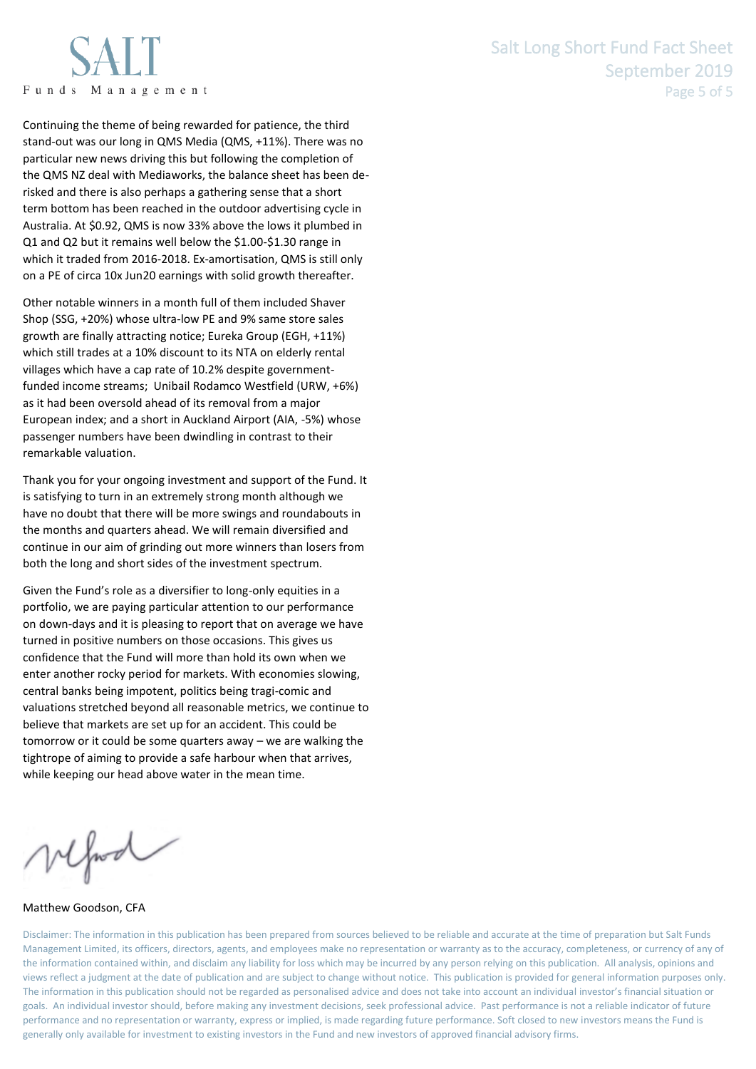Continuing the theme of being rewarded for patience, the third stand-out was our long in QMS Media (QMS, +11%). There was no particular new news driving this but following the completion of the QMS NZ deal with Mediaworks, the balance sheet has been de-risked and there is also perhaps a gathering sense that a short term bottom has been reached in the outdoor advertising cycle in Australia. At $0.92, QMS is now 33% above the lows it plumbed in Q1 and Q2 but it remains well below the $1.00-$1.30 range in which it traded from 2016-2018. Ex-amortisation, QMS is still only on a PE of circa 10x Jun20 earnings with solid growth thereafter.

Other notable winners in a month full of them included Shaver Shop (SSG, +20%) whose ultra-low PE and 9% same store sales growth are finally attracting notice; Eureka Group (EGH, +11%) which still trades at a 10% discount to its NTA on elderly rental villages which have a cap rate of 10.2% despite government-funded income streams; Unibail Rodamco Westfield (URW, +6%) as it had been oversold ahead of its removal from a major European index; and a short in Auckland Airport (AIA, -5%) whose passenger numbers have been dwindling in contrast to their remarkable valuation.

Thank you for your ongoing investment and support of the Fund. It is satisfying to turn in an extremely strong month although we have no doubt that there will be more swings and roundabouts in the months and quarters ahead. We will remain diversified and continue in our aim of grinding out more winners than losers from both the long and short sides of the investment spectrum.

Given the Fund's role as a diversifier to long-only equities in a portfolio, we are paying particular attention to our performance on down-days and it is pleasing to report that on average we have turned in positive numbers on those occasions. This gives us confidence that the Fund will more than hold its own when we enter another rocky period for markets. With economies slowing, central banks being impotent, politics being tragi-comic and valuations stretched beyond all reasonable metrics, we continue to believe that markets are set up for an accident. This could be tomorrow or it could be some quarters away – we are walking the tightrope of aiming to provide a safe harbour when that arrives, while keeping our head above water in the mean time.

Matthew Goodson, CFA

Disclaimer: The information in this publication has been prepared from sources believed to be reliable and accurate at the time of preparation but Salt Funds Management Limited, its officers, directors, agents, and employees make no representation or warranty as to the accuracy, completeness, or currency of any of the information contained within, and disclaim any liability for loss which may be incurred by any person relying on this publication. All analysis, opinions and views reflect a judgment at the date of publication and are subject to change without notice. This publication is provided for general information purposes only. The information in this publication should not be regarded as personalised advice and does not take into account an individual investor's financial situation or goals. An individual investor should, before making any investment decisions, seek professional advice. Past performance is not a reliable indicator of future performance and no representation or warranty, express or implied, is made regarding future performance. Soft closed to new investors means the Fund is generally only available for investment to existing investors in the Fund and new investors of approved financial advisory firms.